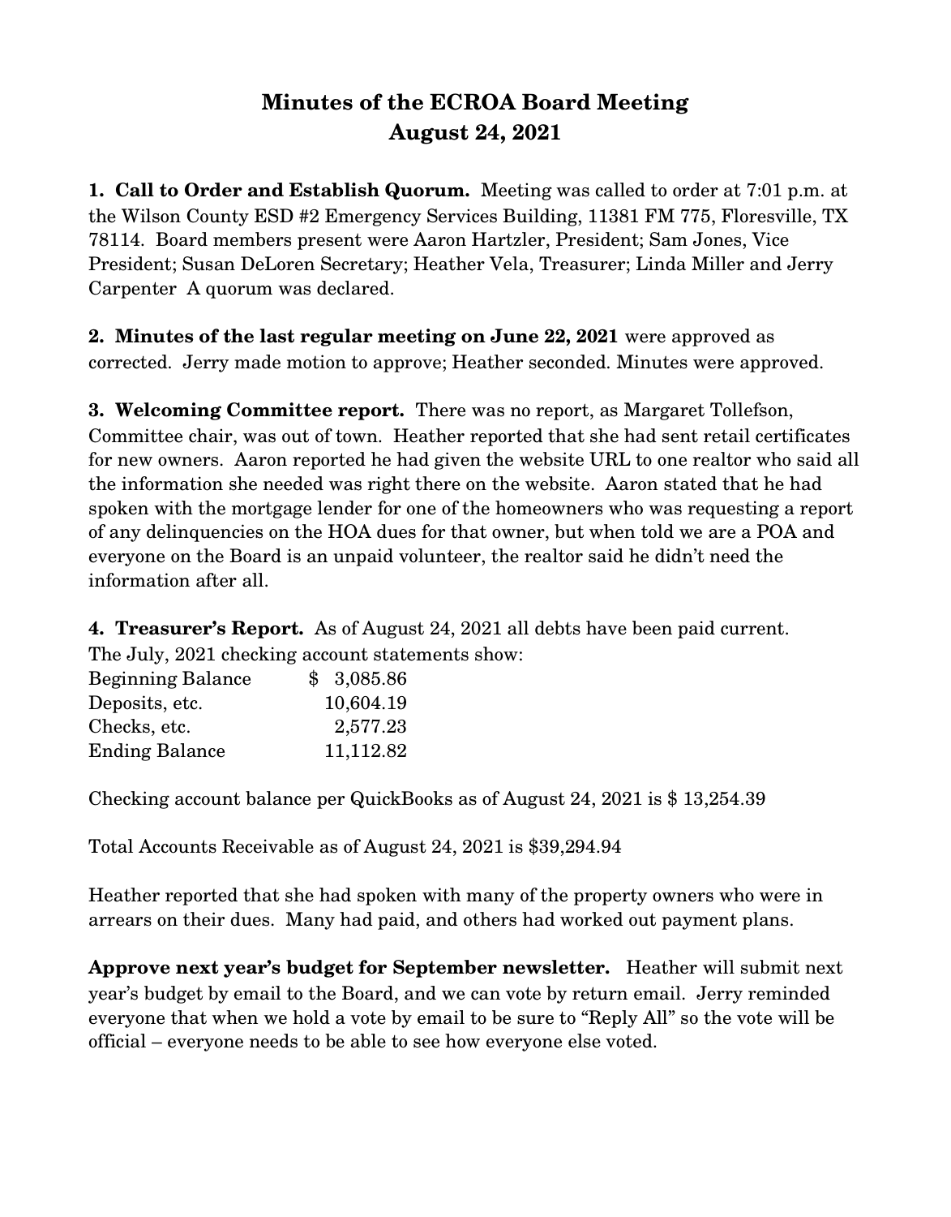# Minutes of the ECROA Board Meeting
## August 24, 2021

**1. Call to Order and Establish Quorum.** Meeting was called to order at 7:01 p.m. at the Wilson County ESD #2 Emergency Services Building, 11381 FM 775, Floresville, TX 78114. Board members present were Aaron Hartzler, President; Sam Jones, Vice President; Susan DeLoren Secretary; Heather Vela, Treasurer; Linda Miller and Jerry Carpenter A quorum was declared.

**2. Minutes of the last regular meeting on June 22, 2021** were approved as corrected. Jerry made motion to approve; Heather seconded. Minutes were approved.

**3. Welcoming Committee report.** There was no report, as Margaret Tollefson, Committee chair, was out of town. Heather reported that she had sent retail certificates for new owners. Aaron reported he had given the website URL to one realtor who said all the information she needed was right there on the website. Aaron stated that he had spoken with the mortgage lender for one of the homeowners who was requesting a report of any delinquencies on the HOA dues for that owner, but when told we are a POA and everyone on the Board is an unpaid volunteer, the realtor said he didn't need the information after all.

**4. Treasurer's Report.** As of August 24, 2021 all debts have been paid current.
The July, 2021 checking account statements show:

| | |
|---|---|
| Beginning Balance | $ 3,085.86 |
| Deposits, etc. | 10,604.19 |
| Checks, etc. | 2,577.23 |
| Ending Balance | 11,112.82 |

Checking account balance per QuickBooks as of August 24, 2021 is $ 13,254.39

Total Accounts Receivable as of August 24, 2021 is $39,294.94

Heather reported that she had spoken with many of the property owners who were in arrears on their dues. Many had paid, and others had worked out payment plans.

**Approve next year's budget for September newsletter.** Heather will submit next year's budget by email to the Board, and we can vote by return email. Jerry reminded everyone that when we hold a vote by email to be sure to "Reply All" so the vote will be official – everyone needs to be able to see how everyone else voted.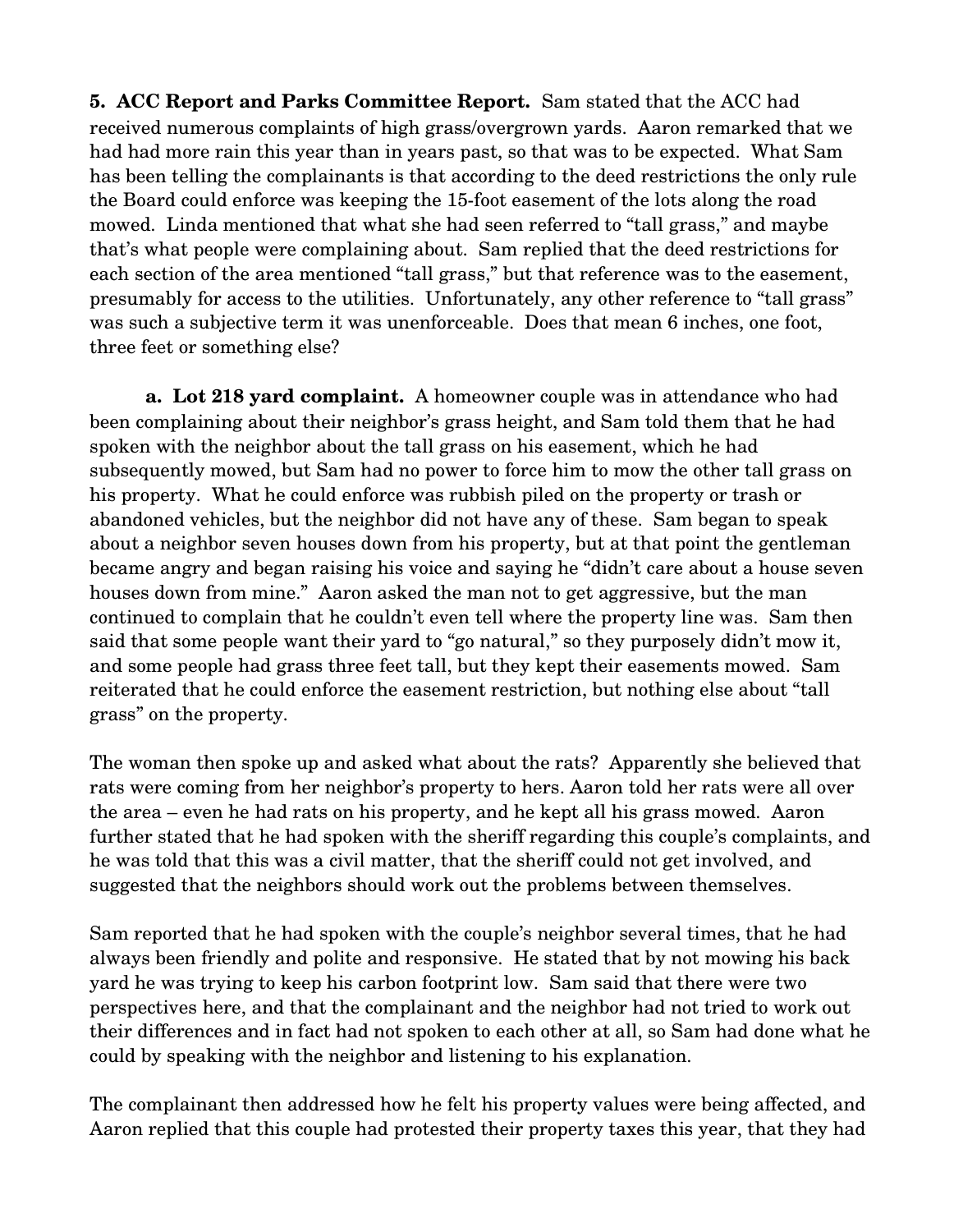**5. ACC Report and Parks Committee Report.** Sam stated that the ACC had received numerous complaints of high grass/overgrown yards. Aaron remarked that we had had more rain this year than in years past, so that was to be expected. What Sam has been telling the complainants is that according to the deed restrictions the only rule the Board could enforce was keeping the 15-foot easement of the lots along the road mowed. Linda mentioned that what she had seen referred to "tall grass," and maybe that's what people were complaining about. Sam replied that the deed restrictions for each section of the area mentioned "tall grass," but that reference was to the easement, presumably for access to the utilities. Unfortunately, any other reference to "tall grass" was such a subjective term it was unenforceable. Does that mean 6 inches, one foot, three feet or something else?

**a. Lot 218 yard complaint.** A homeowner couple was in attendance who had been complaining about their neighbor's grass height, and Sam told them that he had spoken with the neighbor about the tall grass on his easement, which he had subsequently mowed, but Sam had no power to force him to mow the other tall grass on his property. What he could enforce was rubbish piled on the property or trash or abandoned vehicles, but the neighbor did not have any of these. Sam began to speak about a neighbor seven houses down from his property, but at that point the gentleman became angry and began raising his voice and saying he "didn't care about a house seven houses down from mine." Aaron asked the man not to get aggressive, but the man continued to complain that he couldn't even tell where the property line was. Sam then said that some people want their yard to "go natural," so they purposely didn't mow it, and some people had grass three feet tall, but they kept their easements mowed. Sam reiterated that he could enforce the easement restriction, but nothing else about "tall grass" on the property.

The woman then spoke up and asked what about the rats? Apparently she believed that rats were coming from her neighbor's property to hers. Aaron told her rats were all over the area – even he had rats on his property, and he kept all his grass mowed. Aaron further stated that he had spoken with the sheriff regarding this couple's complaints, and he was told that this was a civil matter, that the sheriff could not get involved, and suggested that the neighbors should work out the problems between themselves.

Sam reported that he had spoken with the couple's neighbor several times, that he had always been friendly and polite and responsive. He stated that by not mowing his back yard he was trying to keep his carbon footprint low. Sam said that there were two perspectives here, and that the complainant and the neighbor had not tried to work out their differences and in fact had not spoken to each other at all, so Sam had done what he could by speaking with the neighbor and listening to his explanation.

The complainant then addressed how he felt his property values were being affected, and Aaron replied that this couple had protested their property taxes this year, that they had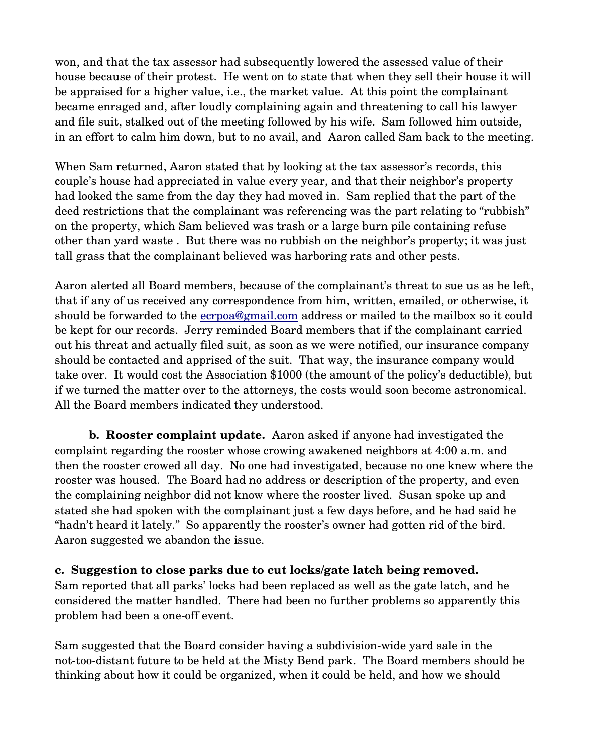won, and that the tax assessor had subsequently lowered the assessed value of their house because of their protest. He went on to state that when they sell their house it will be appraised for a higher value, i.e., the market value. At this point the complainant became enraged and, after loudly complaining again and threatening to call his lawyer and file suit, stalked out of the meeting followed by his wife. Sam followed him outside, in an effort to calm him down, but to no avail, and Aaron called Sam back to the meeting.

When Sam returned, Aaron stated that by looking at the tax assessor's records, this couple's house had appreciated in value every year, and that their neighbor's property had looked the same from the day they had moved in. Sam replied that the part of the deed restrictions that the complainant was referencing was the part relating to "rubbish" on the property, which Sam believed was trash or a large burn pile containing refuse other than yard waste . But there was no rubbish on the neighbor's property; it was just tall grass that the complainant believed was harboring rats and other pests.

Aaron alerted all Board members, because of the complainant's threat to sue us as he left, that if any of us received any correspondence from him, written, emailed, or otherwise, it should be forwarded to the ecrpoa@gmail.com address or mailed to the mailbox so it could be kept for our records. Jerry reminded Board members that if the complainant carried out his threat and actually filed suit, as soon as we were notified, our insurance company should be contacted and apprised of the suit. That way, the insurance company would take over. It would cost the Association $1000 (the amount of the policy's deductible), but if we turned the matter over to the attorneys, the costs would soon become astronomical. All the Board members indicated they understood.

**b. Rooster complaint update.** Aaron asked if anyone had investigated the complaint regarding the rooster whose crowing awakened neighbors at 4:00 a.m. and then the rooster crowed all day. No one had investigated, because no one knew where the rooster was housed. The Board had no address or description of the property, and even the complaining neighbor did not know where the rooster lived. Susan spoke up and stated she had spoken with the complainant just a few days before, and he had said he "hadn't heard it lately." So apparently the rooster's owner had gotten rid of the bird. Aaron suggested we abandon the issue.

**c. Suggestion to close parks due to cut locks/gate latch being removed.**
Sam reported that all parks' locks had been replaced as well as the gate latch, and he considered the matter handled. There had been no further problems so apparently this problem had been a one-off event.

Sam suggested that the Board consider having a subdivision-wide yard sale in the not-too-distant future to be held at the Misty Bend park. The Board members should be thinking about how it could be organized, when it could be held, and how we should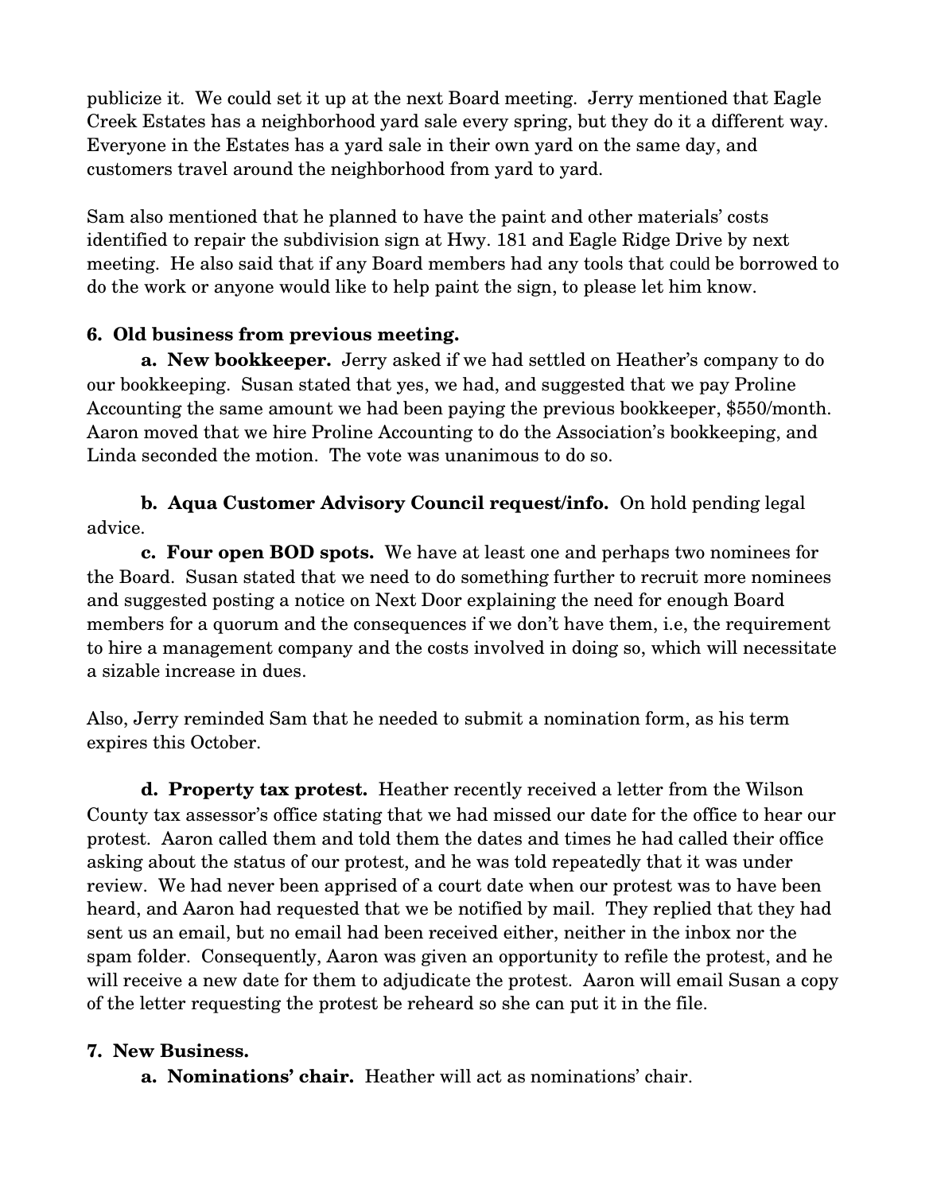publicize it. We could set it up at the next Board meeting. Jerry mentioned that Eagle Creek Estates has a neighborhood yard sale every spring, but they do it a different way. Everyone in the Estates has a yard sale in their own yard on the same day, and customers travel around the neighborhood from yard to yard.

Sam also mentioned that he planned to have the paint and other materials' costs identified to repair the subdivision sign at Hwy. 181 and Eagle Ridge Drive by next meeting. He also said that if any Board members had any tools that could be borrowed to do the work or anyone would like to help paint the sign, to please let him know.

**6. Old business from previous meeting.**

**a. New bookkeeper.** Jerry asked if we had settled on Heather's company to do our bookkeeping. Susan stated that yes, we had, and suggested that we pay Proline Accounting the same amount we had been paying the previous bookkeeper, $550/month. Aaron moved that we hire Proline Accounting to do the Association's bookkeeping, and Linda seconded the motion. The vote was unanimous to do so.

**b. Aqua Customer Advisory Council request/info.** On hold pending legal advice.

**c. Four open BOD spots.** We have at least one and perhaps two nominees for the Board. Susan stated that we need to do something further to recruit more nominees and suggested posting a notice on Next Door explaining the need for enough Board members for a quorum and the consequences if we don't have them, i.e, the requirement to hire a management company and the costs involved in doing so, which will necessitate a sizable increase in dues.

Also, Jerry reminded Sam that he needed to submit a nomination form, as his term expires this October.

**d. Property tax protest.** Heather recently received a letter from the Wilson County tax assessor's office stating that we had missed our date for the office to hear our protest. Aaron called them and told them the dates and times he had called their office asking about the status of our protest, and he was told repeatedly that it was under review. We had never been apprised of a court date when our protest was to have been heard, and Aaron had requested that we be notified by mail. They replied that they had sent us an email, but no email had been received either, neither in the inbox nor the spam folder. Consequently, Aaron was given an opportunity to refile the protest, and he will receive a new date for them to adjudicate the protest. Aaron will email Susan a copy of the letter requesting the protest be reheard so she can put it in the file.

**7. New Business.**

**a. Nominations' chair.** Heather will act as nominations' chair.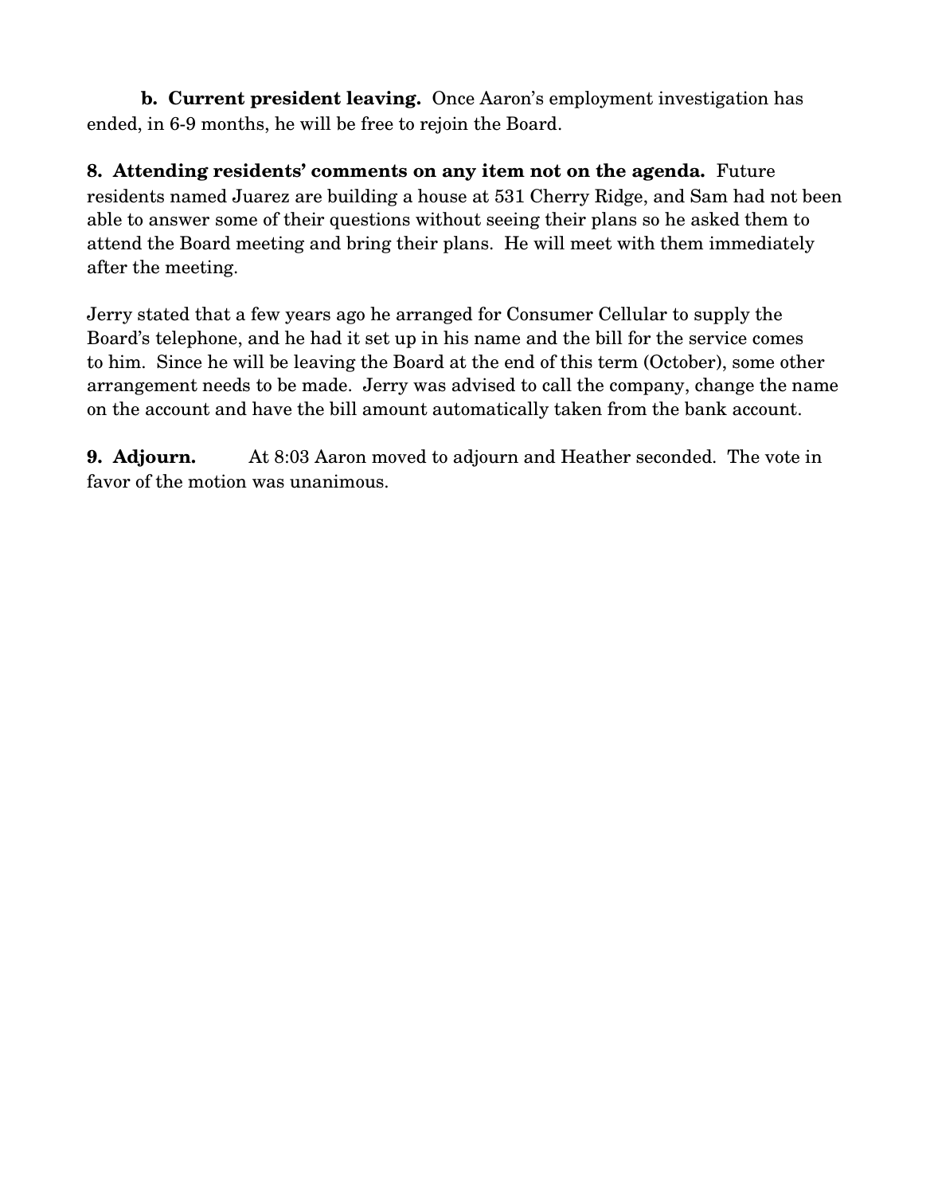**b. Current president leaving.** Once Aaron's employment investigation has ended, in 6-9 months, he will be free to rejoin the Board.

**8. Attending residents' comments on any item not on the agenda.** Future residents named Juarez are building a house at 531 Cherry Ridge, and Sam had not been able to answer some of their questions without seeing their plans so he asked them to attend the Board meeting and bring their plans. He will meet with them immediately after the meeting.

Jerry stated that a few years ago he arranged for Consumer Cellular to supply the Board's telephone, and he had it set up in his name and the bill for the service comes to him. Since he will be leaving the Board at the end of this term (October), some other arrangement needs to be made. Jerry was advised to call the company, change the name on the account and have the bill amount automatically taken from the bank account.

**9. Adjourn.** At 8:03 Aaron moved to adjourn and Heather seconded. The vote in favor of the motion was unanimous.